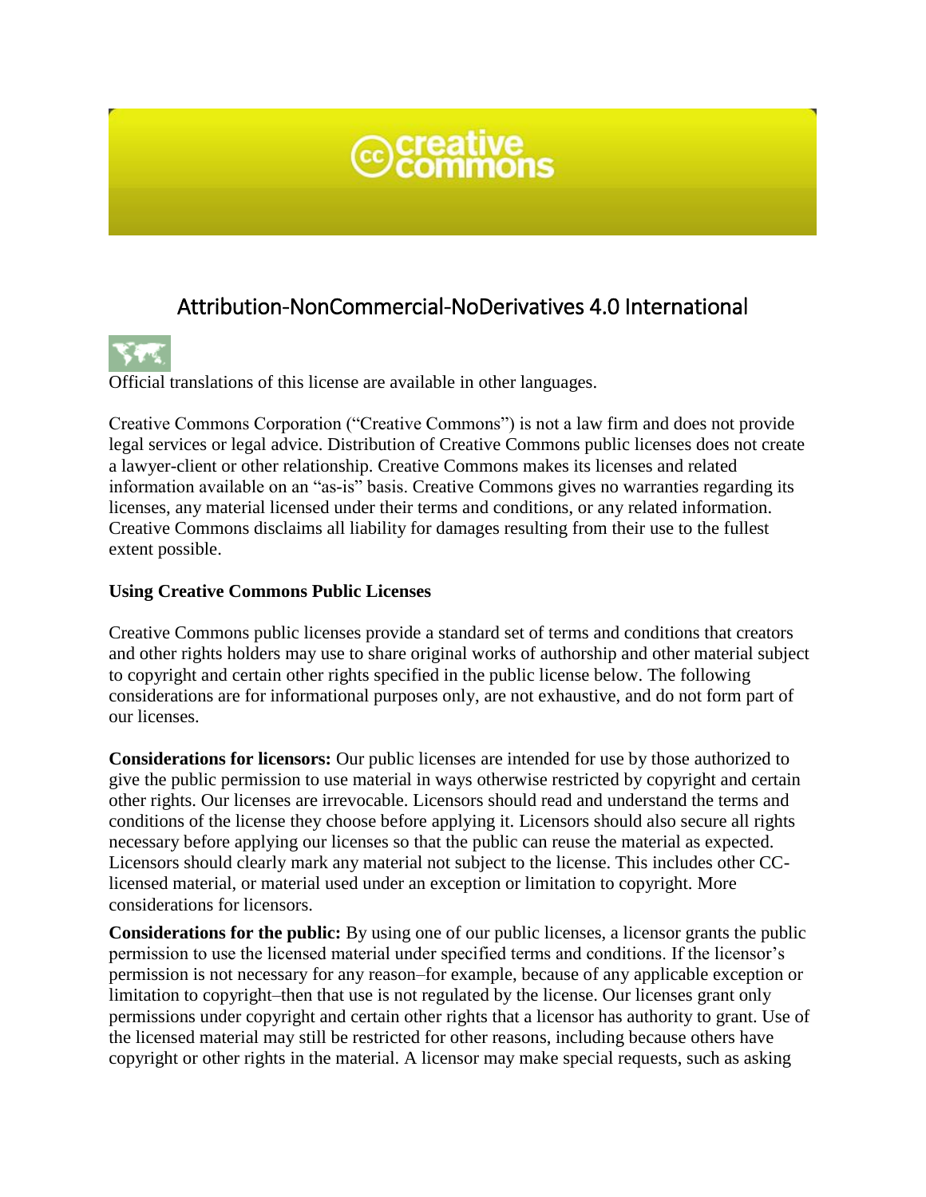# Attribution-NonCommercial-NoDerivatives 4.0 International

Official translations of this license are available in other languages.

Creative Commons Corporation ("Creative Commons") is not a law firm and does not provide legal services or legal advice. Distribution of Creative Commons public licenses does not create a lawyer-client or other relationship. Creative Commons makes its licenses and related information available on an "as-is" basis. Creative Commons gives no warranties regarding its licenses, any material licensed under their terms and conditions, or any related information. Creative Commons disclaims all liability for damages resulting from their use to the fullest extent possible.

**Using Creative Commons Public Licenses**

Creative Commons public licenses provide a standard set of terms and conditions that creators and other rights holders may use to share original works of authorship and other material subject to copyright and certain other rights specified in the public license below. The following considerations are for informational purposes only, are not exhaustive, and do not form part of our licenses.

**Considerations for licensors:** Our public licenses are intended for use by those authorized to give the public permission to use material in ways otherwise restricted by copyright and certain other rights. Our licenses are irrevocable. Licensors should read and understand the terms and conditions of the license they choose before applying it. Licensors should also secure all rights necessary before applying our licenses so that the public can reuse the material as expected. Licensors should clearly mark any material not subject to the license. This includes other CC-licensed material, or material used under an exception or limitation to copyright. More considerations for licensors.

**Considerations for the public:** By using one of our public licenses, a licensor grants the public permission to use the licensed material under specified terms and conditions. If the licensor's permission is not necessary for any reason–for example, because of any applicable exception or limitation to copyright–then that use is not regulated by the license. Our licenses grant only permissions under copyright and certain other rights that a licensor has authority to grant. Use of the licensed material may still be restricted for other reasons, including because others have copyright or other rights in the material. A licensor may make special requests, such as asking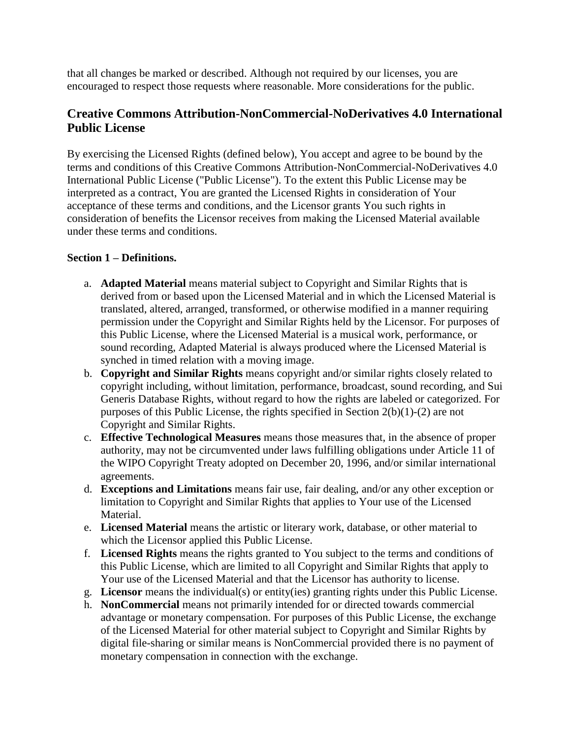that all changes be marked or described. Although not required by our licenses, you are encouraged to respect those requests where reasonable. More considerations for the public.

## Creative Commons Attribution-NonCommercial-NoDerivatives 4.0 International Public License

By exercising the Licensed Rights (defined below), You accept and agree to be bound by the terms and conditions of this Creative Commons Attribution-NonCommercial-NoDerivatives 4.0 International Public License ("Public License"). To the extent this Public License may be interpreted as a contract, You are granted the Licensed Rights in consideration of Your acceptance of these terms and conditions, and the Licensor grants You such rights in consideration of benefits the Licensor receives from making the Licensed Material available under these terms and conditions.

**Section 1 – Definitions.**

a. **Adapted Material** means material subject to Copyright and Similar Rights that is derived from or based upon the Licensed Material and in which the Licensed Material is translated, altered, arranged, transformed, or otherwise modified in a manner requiring permission under the Copyright and Similar Rights held by the Licensor. For purposes of this Public License, where the Licensed Material is a musical work, performance, or sound recording, Adapted Material is always produced where the Licensed Material is synched in timed relation with a moving image.

b. **Copyright and Similar Rights** means copyright and/or similar rights closely related to copyright including, without limitation, performance, broadcast, sound recording, and Sui Generis Database Rights, without regard to how the rights are labeled or categorized. For purposes of this Public License, the rights specified in Section 2(b)(1)-(2) are not Copyright and Similar Rights.

c. **Effective Technological Measures** means those measures that, in the absence of proper authority, may not be circumvented under laws fulfilling obligations under Article 11 of the WIPO Copyright Treaty adopted on December 20, 1996, and/or similar international agreements.

d. **Exceptions and Limitations** means fair use, fair dealing, and/or any other exception or limitation to Copyright and Similar Rights that applies to Your use of the Licensed Material.

e. **Licensed Material** means the artistic or literary work, database, or other material to which the Licensor applied this Public License.

f. **Licensed Rights** means the rights granted to You subject to the terms and conditions of this Public License, which are limited to all Copyright and Similar Rights that apply to Your use of the Licensed Material and that the Licensor has authority to license.

g. **Licensor** means the individual(s) or entity(ies) granting rights under this Public License.

h. **NonCommercial** means not primarily intended for or directed towards commercial advantage or monetary compensation. For purposes of this Public License, the exchange of the Licensed Material for other material subject to Copyright and Similar Rights by digital file-sharing or similar means is NonCommercial provided there is no payment of monetary compensation in connection with the exchange.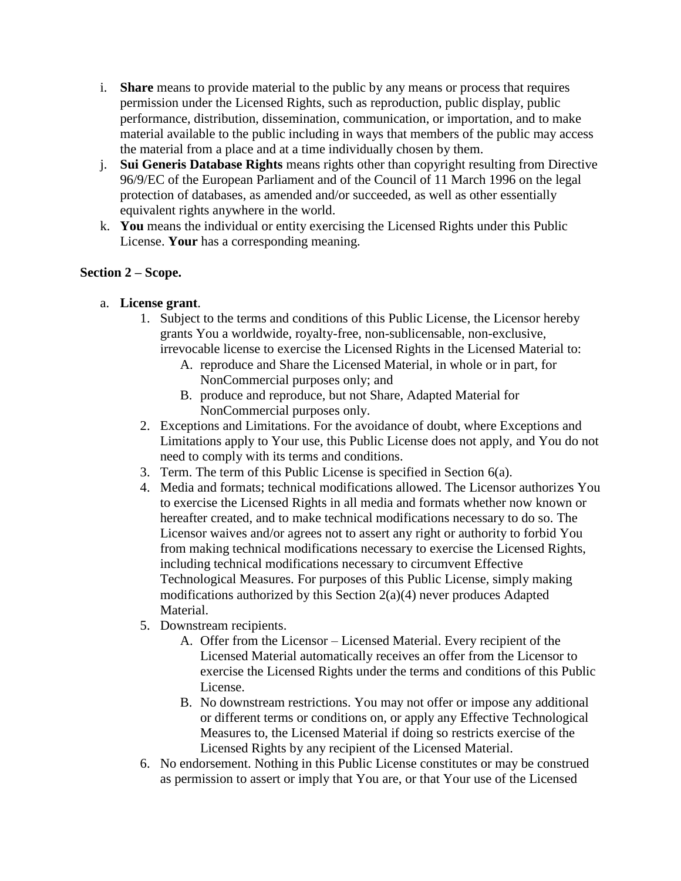i. **Share** means to provide material to the public by any means or process that requires permission under the Licensed Rights, such as reproduction, public display, public performance, distribution, dissemination, communication, or importation, and to make material available to the public including in ways that members of the public may access the material from a place and at a time individually chosen by them.

j. **Sui Generis Database Rights** means rights other than copyright resulting from Directive 96/9/EC of the European Parliament and of the Council of 11 March 1996 on the legal protection of databases, as amended and/or succeeded, as well as other essentially equivalent rights anywhere in the world.

k. **You** means the individual or entity exercising the Licensed Rights under this Public License. **Your** has a corresponding meaning.

**Section 2 – Scope.**

a. **License grant**.
   1. Subject to the terms and conditions of this Public License, the Licensor hereby grants You a worldwide, royalty-free, non-sublicensable, non-exclusive, irrevocable license to exercise the Licensed Rights in the Licensed Material to:
      A. reproduce and Share the Licensed Material, in whole or in part, for NonCommercial purposes only; and
      B. produce and reproduce, but not Share, Adapted Material for NonCommercial purposes only.
   2. Exceptions and Limitations. For the avoidance of doubt, where Exceptions and Limitations apply to Your use, this Public License does not apply, and You do not need to comply with its terms and conditions.
   3. Term. The term of this Public License is specified in Section 6(a).
   4. Media and formats; technical modifications allowed. The Licensor authorizes You to exercise the Licensed Rights in all media and formats whether now known or hereafter created, and to make technical modifications necessary to do so. The Licensor waives and/or agrees not to assert any right or authority to forbid You from making technical modifications necessary to exercise the Licensed Rights, including technical modifications necessary to circumvent Effective Technological Measures. For purposes of this Public License, simply making modifications authorized by this Section 2(a)(4) never produces Adapted Material.
   5. Downstream recipients.
      A. Offer from the Licensor – Licensed Material. Every recipient of the Licensed Material automatically receives an offer from the Licensor to exercise the Licensed Rights under the terms and conditions of this Public License.
      B. No downstream restrictions. You may not offer or impose any additional or different terms or conditions on, or apply any Effective Technological Measures to, the Licensed Material if doing so restricts exercise of the Licensed Rights by any recipient of the Licensed Material.
   6. No endorsement. Nothing in this Public License constitutes or may be construed as permission to assert or imply that You are, or that Your use of the Licensed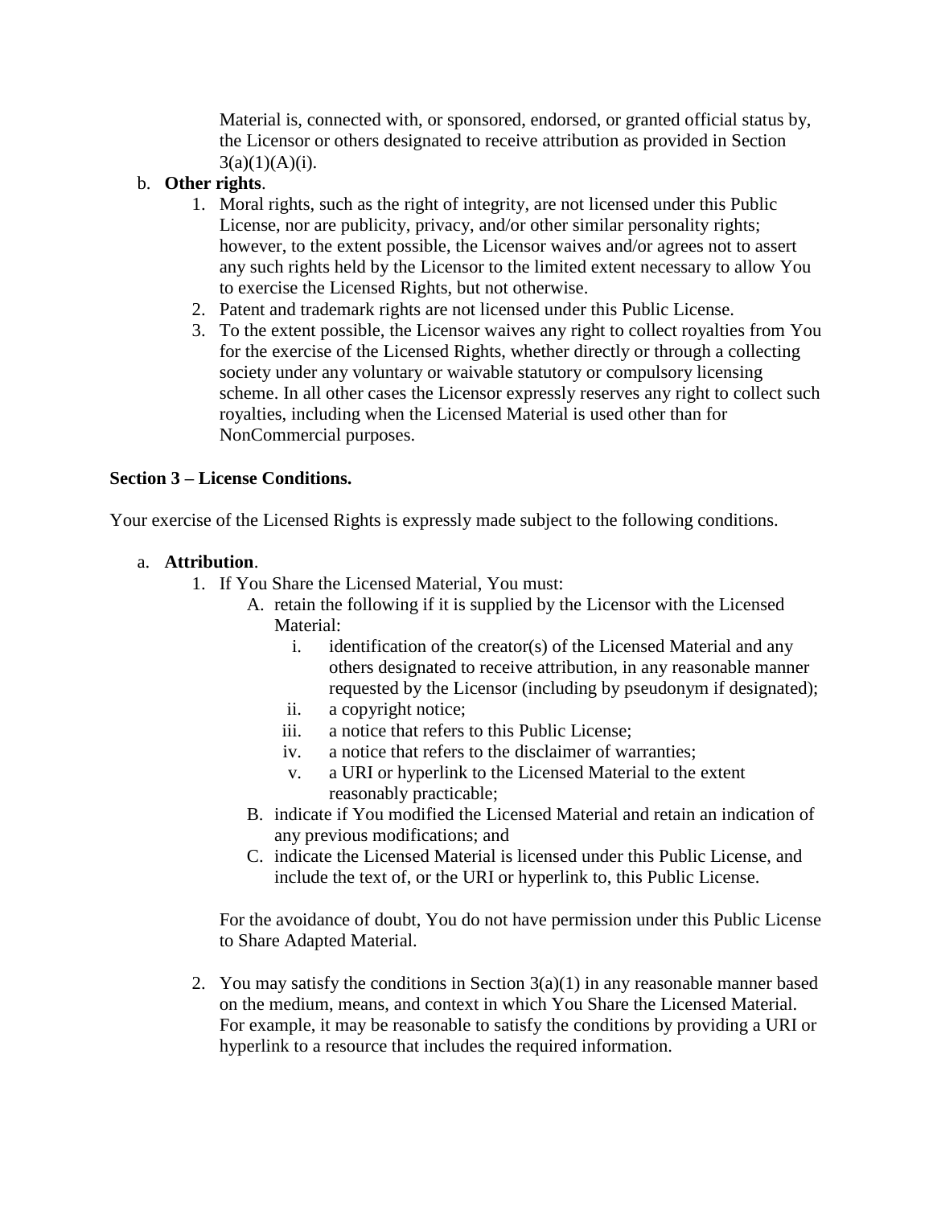Material is, connected with, or sponsored, endorsed, or granted official status by, the Licensor or others designated to receive attribution as provided in Section 3(a)(1)(A)(i).

b. **Other rights**.
   1. Moral rights, such as the right of integrity, are not licensed under this Public License, nor are publicity, privacy, and/or other similar personality rights; however, to the extent possible, the Licensor waives and/or agrees not to assert any such rights held by the Licensor to the limited extent necessary to allow You to exercise the Licensed Rights, but not otherwise.
   2. Patent and trademark rights are not licensed under this Public License.
   3. To the extent possible, the Licensor waives any right to collect royalties from You for the exercise of the Licensed Rights, whether directly or through a collecting society under any voluntary or waivable statutory or compulsory licensing scheme. In all other cases the Licensor expressly reserves any right to collect such royalties, including when the Licensed Material is used other than for NonCommercial purposes.

**Section 3 – License Conditions.**

Your exercise of the Licensed Rights is expressly made subject to the following conditions.

a. **Attribution**.
   1. If You Share the Licensed Material, You must:
      A. retain the following if it is supplied by the Licensor with the Licensed Material:
         i. identification of the creator(s) of the Licensed Material and any others designated to receive attribution, in any reasonable manner requested by the Licensor (including by pseudonym if designated);
         ii. a copyright notice;
         iii. a notice that refers to this Public License;
         iv. a notice that refers to the disclaimer of warranties;
         v. a URI or hyperlink to the Licensed Material to the extent reasonably practicable;
      B. indicate if You modified the Licensed Material and retain an indication of any previous modifications; and
      C. indicate the Licensed Material is licensed under this Public License, and include the text of, or the URI or hyperlink to, this Public License.

      For the avoidance of doubt, You do not have permission under this Public License to Share Adapted Material.

   2. You may satisfy the conditions in Section 3(a)(1) in any reasonable manner based on the medium, means, and context in which You Share the Licensed Material. For example, it may be reasonable to satisfy the conditions by providing a URI or hyperlink to a resource that includes the required information.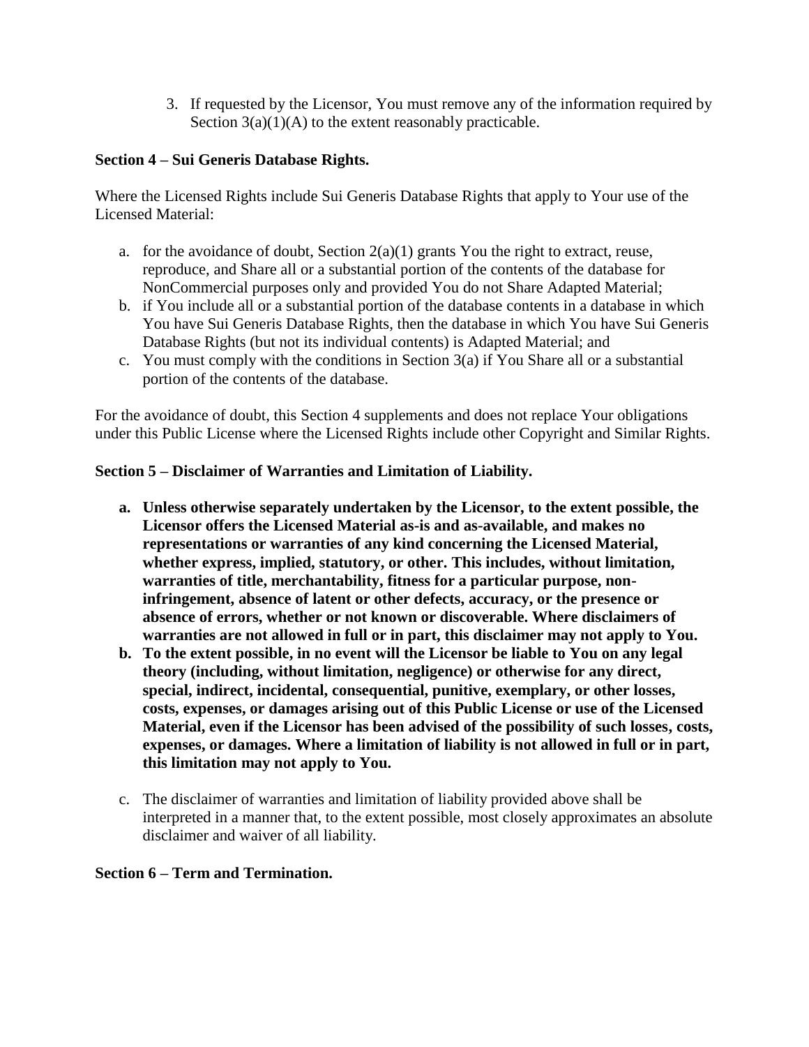3. If requested by the Licensor, You must remove any of the information required by Section 3(a)(1)(A) to the extent reasonably practicable.

**Section 4 – Sui Generis Database Rights.**

Where the Licensed Rights include Sui Generis Database Rights that apply to Your use of the Licensed Material:

a. for the avoidance of doubt, Section 2(a)(1) grants You the right to extract, reuse, reproduce, and Share all or a substantial portion of the contents of the database for NonCommercial purposes only and provided You do not Share Adapted Material;
b. if You include all or a substantial portion of the database contents in a database in which You have Sui Generis Database Rights, then the database in which You have Sui Generis Database Rights (but not its individual contents) is Adapted Material; and
c. You must comply with the conditions in Section 3(a) if You Share all or a substantial portion of the contents of the database.

For the avoidance of doubt, this Section 4 supplements and does not replace Your obligations under this Public License where the Licensed Rights include other Copyright and Similar Rights.

**Section 5 – Disclaimer of Warranties and Limitation of Liability.**

**a. Unless otherwise separately undertaken by the Licensor, to the extent possible, the Licensor offers the Licensed Material as-is and as-available, and makes no representations or warranties of any kind concerning the Licensed Material, whether express, implied, statutory, or other. This includes, without limitation, warranties of title, merchantability, fitness for a particular purpose, non-infringement, absence of latent or other defects, accuracy, or the presence or absence of errors, whether or not known or discoverable. Where disclaimers of warranties are not allowed in full or in part, this disclaimer may not apply to You.**
**b. To the extent possible, in no event will the Licensor be liable to You on any legal theory (including, without limitation, negligence) or otherwise for any direct, special, indirect, incidental, consequential, punitive, exemplary, or other losses, costs, expenses, or damages arising out of this Public License or use of the Licensed Material, even if the Licensor has been advised of the possibility of such losses, costs, expenses, or damages. Where a limitation of liability is not allowed in full or in part, this limitation may not apply to You.**

c. The disclaimer of warranties and limitation of liability provided above shall be interpreted in a manner that, to the extent possible, most closely approximates an absolute disclaimer and waiver of all liability.

**Section 6 – Term and Termination.**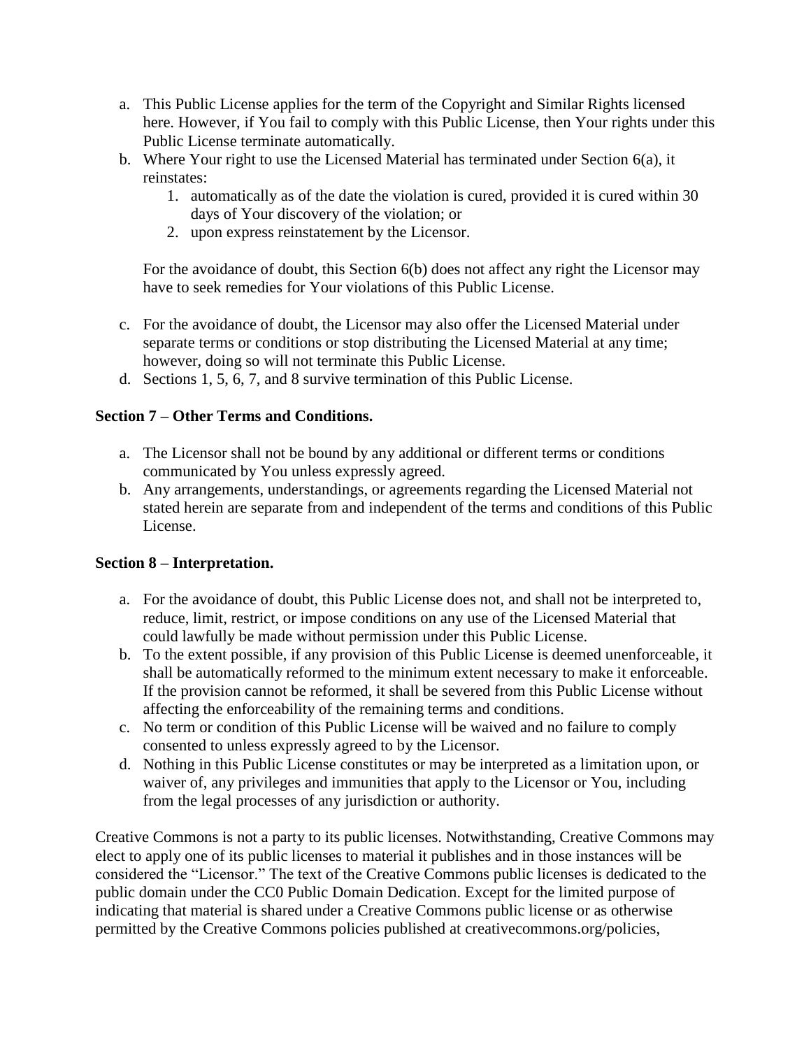a. This Public License applies for the term of the Copyright and Similar Rights licensed here. However, if You fail to comply with this Public License, then Your rights under this Public License terminate automatically.
b. Where Your right to use the Licensed Material has terminated under Section 6(a), it reinstates:
    1. automatically as of the date the violation is cured, provided it is cured within 30 days of Your discovery of the violation; or
    2. upon express reinstatement by the Licensor.

    For the avoidance of doubt, this Section 6(b) does not affect any right the Licensor may have to seek remedies for Your violations of this Public License.

c. For the avoidance of doubt, the Licensor may also offer the Licensed Material under separate terms or conditions or stop distributing the Licensed Material at any time; however, doing so will not terminate this Public License.
d. Sections 1, 5, 6, 7, and 8 survive termination of this Public License.

**Section 7 – Other Terms and Conditions.**

a. The Licensor shall not be bound by any additional or different terms or conditions communicated by You unless expressly agreed.
b. Any arrangements, understandings, or agreements regarding the Licensed Material not stated herein are separate from and independent of the terms and conditions of this Public License.

**Section 8 – Interpretation.**

a. For the avoidance of doubt, this Public License does not, and shall not be interpreted to, reduce, limit, restrict, or impose conditions on any use of the Licensed Material that could lawfully be made without permission under this Public License.
b. To the extent possible, if any provision of this Public License is deemed unenforceable, it shall be automatically reformed to the minimum extent necessary to make it enforceable. If the provision cannot be reformed, it shall be severed from this Public License without affecting the enforceability of the remaining terms and conditions.
c. No term or condition of this Public License will be waived and no failure to comply consented to unless expressly agreed to by the Licensor.
d. Nothing in this Public License constitutes or may be interpreted as a limitation upon, or waiver of, any privileges and immunities that apply to the Licensor or You, including from the legal processes of any jurisdiction or authority.

Creative Commons is not a party to its public licenses. Notwithstanding, Creative Commons may elect to apply one of its public licenses to material it publishes and in those instances will be considered the "Licensor." The text of the Creative Commons public licenses is dedicated to the public domain under the CC0 Public Domain Dedication. Except for the limited purpose of indicating that material is shared under a Creative Commons public license or as otherwise permitted by the Creative Commons policies published at creativecommons.org/policies,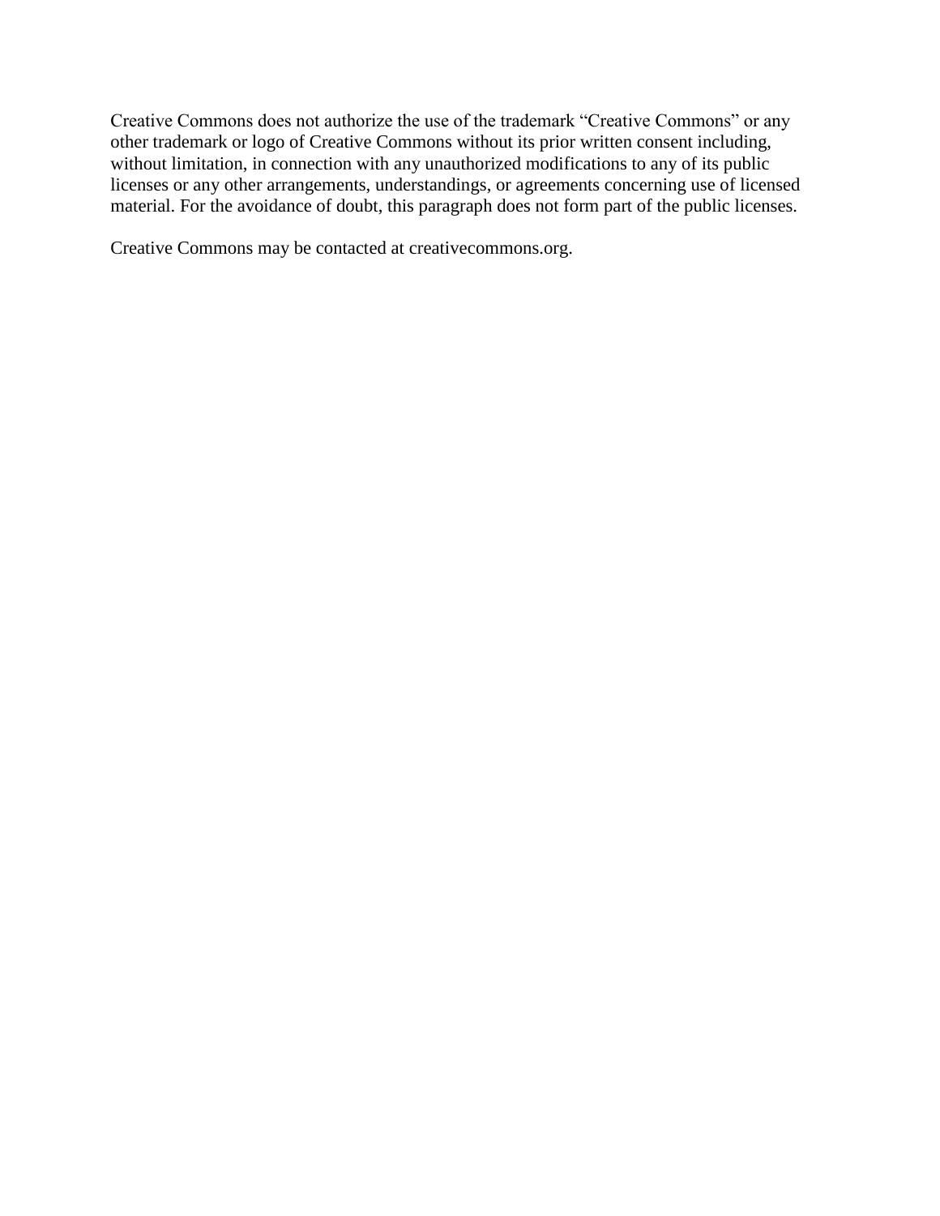Creative Commons does not authorize the use of the trademark "Creative Commons" or any other trademark or logo of Creative Commons without its prior written consent including, without limitation, in connection with any unauthorized modifications to any of its public licenses or any other arrangements, understandings, or agreements concerning use of licensed material. For the avoidance of doubt, this paragraph does not form part of the public licenses.

Creative Commons may be contacted at creativecommons.org.